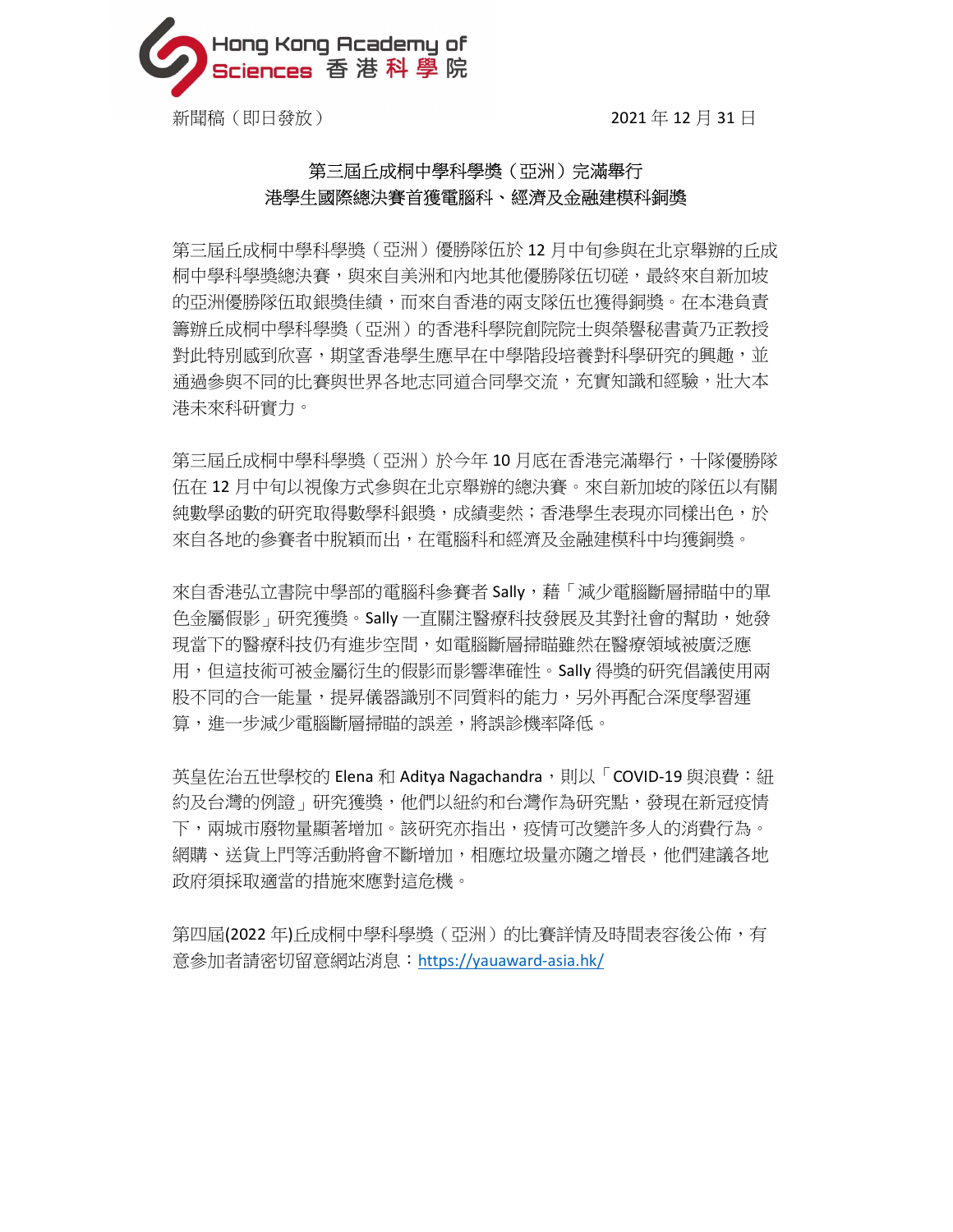Hong Kong Academy of Sciences 香港科學院

新聞稿（即日發放） 2021 年 12 月 31 日

## 第三屆丘成桐中學科學獎（亞洲）完滿舉行
## 港學生國際總決賽首獲電腦科、經濟及金融建模科銅獎

第三屆丘成桐中學科學獎（亞洲）優勝隊伍於 12 月中旬參與在北京舉辦的丘成桐中學科學獎總決賽，與來自美洲和內地其他優勝隊伍切磋，最終來自新加坡的亞洲優勝隊伍取銀獎佳績，而來自香港的兩支隊伍也獲得銅獎。在本港負責籌辦丘成桐中學科學獎（亞洲）的香港科學院創院院士與榮譽秘書黃乃正教授對此特別感到欣喜，期望香港學生應早在中學階段培養對科學研究的興趣，並通過參與不同的比賽與世界各地志同道合同學交流，充實知識和經驗，壯大本港未來科研實力。

第三屆丘成桐中學科學獎（亞洲）於今年 10 月底在香港完滿舉行，十隊優勝隊伍在 12 月中旬以視像方式參與在北京舉辦的總決賽。來自新加坡的隊伍以有關純數學函數的研究取得數學科銀獎，成績斐然；香港學生表現亦同樣出色，於來自各地的參賽者中脫穎而出，在電腦科和經濟及金融建模科中均獲銅獎。

來自香港弘立書院中學部的電腦科參賽者 Sally，藉「減少電腦斷層掃瞄中的單色金屬假影」研究獲獎。Sally 一直關注醫療科技發展及其對社會的幫助，她發現當下的醫療科技仍有進步空間，如電腦斷層掃瞄雖然在醫療領域被廣泛應用，但這技術可被金屬衍生的假影而影響準確性。Sally 得獎的研究倡議使用兩股不同的合一能量，提昇儀器識別不同質料的能力，另外再配合深度學習運算，進一步減少電腦斷層掃瞄的誤差，將誤診機率降低。

英皇佐治五世學校的 Elena 和 Aditya Nagachandra，則以「COVID-19 與浪費：紐約及台灣的例證」研究獲獎，他們以紐約和台灣作為研究點，發現在新冠疫情下，兩城市廢物量顯著增加。該研究亦指出，疫情可改變許多人的消費行為。網購、送貨上門等活動將會不斷增加，相應垃圾量亦隨之增長，他們建議各地政府須採取適當的措施來應對這危機。

第四屆(2022 年)丘成桐中學科學獎（亞洲）的比賽詳情及時間表容後公佈，有意參加者請密切留意網站消息：https://yauaward-asia.hk/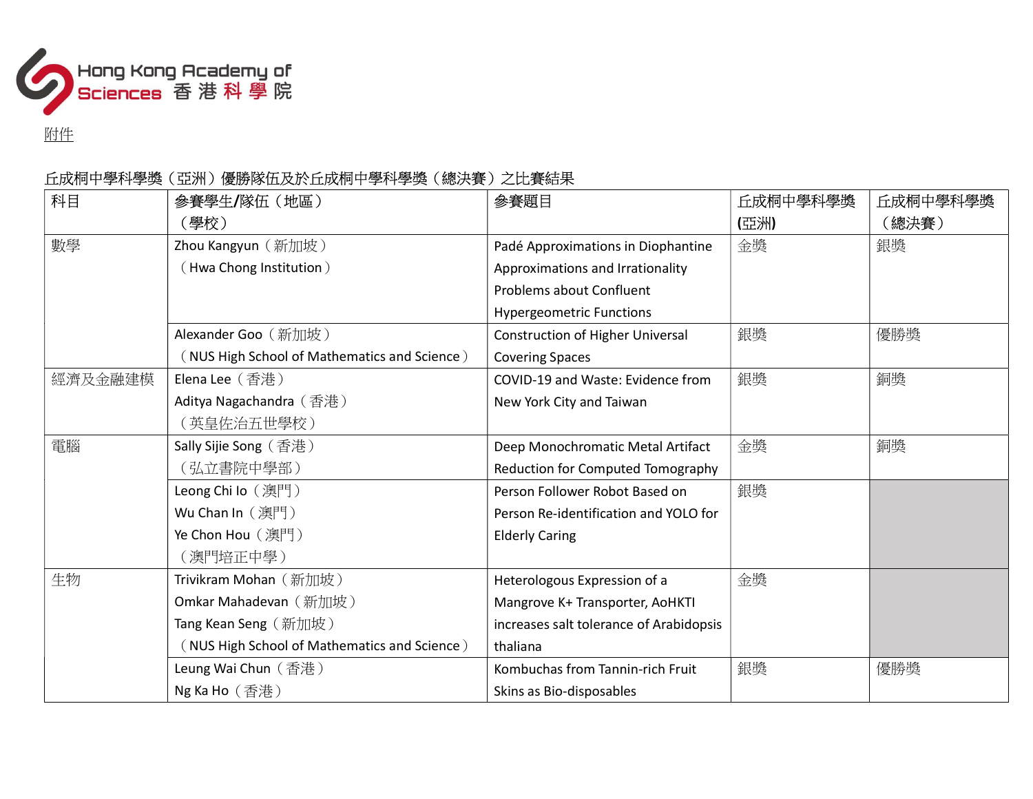Hong Kong Academy of Sciences 香港科學院

附件

丘成桐中學科學獎（亞洲）優勝隊伍及於丘成桐中學科學獎（總決賽）之比賽結果

| 科目 | 參賽學生/隊伍（地區）（學校） | 參賽題目 | 丘成桐中學科學獎(亞洲) | 丘成桐中學科學獎（總決賽） |
|---|---|---|---|---|
| 數學 | Zhou Kangyun（新加坡）（Hwa Chong Institution） | Padé Approximations in Diophantine Approximations and Irrationality Problems about Confluent Hypergeometric Functions | 金獎 | 銀獎 |
| | Alexander Goo（新加坡）（NUS High School of Mathematics and Science） | Construction of Higher Universal Covering Spaces | 銀獎 | 優勝獎 |
| 經濟及金融建模 | Elena Lee（香港）<br>Aditya Nagachandra（香港）<br>（英皇佐治五世學校） | COVID-19 and Waste: Evidence from New York City and Taiwan | 銀獎 | 銅獎 |
| 電腦 | Sally Sijie Song（香港）（弘立書院中學部） | Deep Monochromatic Metal Artifact Reduction for Computed Tomography | 金獎 | 銅獎 |
| | Leong Chi Io（澳門）<br>Wu Chan In（澳門）<br>Ye Chon Hou（澳門）<br>（澳門培正中學） | Person Follower Robot Based on Person Re-identification and YOLO for Elderly Caring | 銀獎 | |
| 生物 | Trivikram Mohan（新加坡）<br>Omkar Mahadevan（新加坡）<br>Tang Kean Seng（新加坡）<br>（NUS High School of Mathematics and Science） | Heterologous Expression of a Mangrove K+ Transporter, AoHKTI increases salt tolerance of Arabidopsis thaliana | 金獎 | |
| | Leung Wai Chun（香港）<br>Ng Ka Ho（香港） | Kombuchas from Tannin-rich Fruit Skins as Bio-disposables | 銀獎 | 優勝獎 |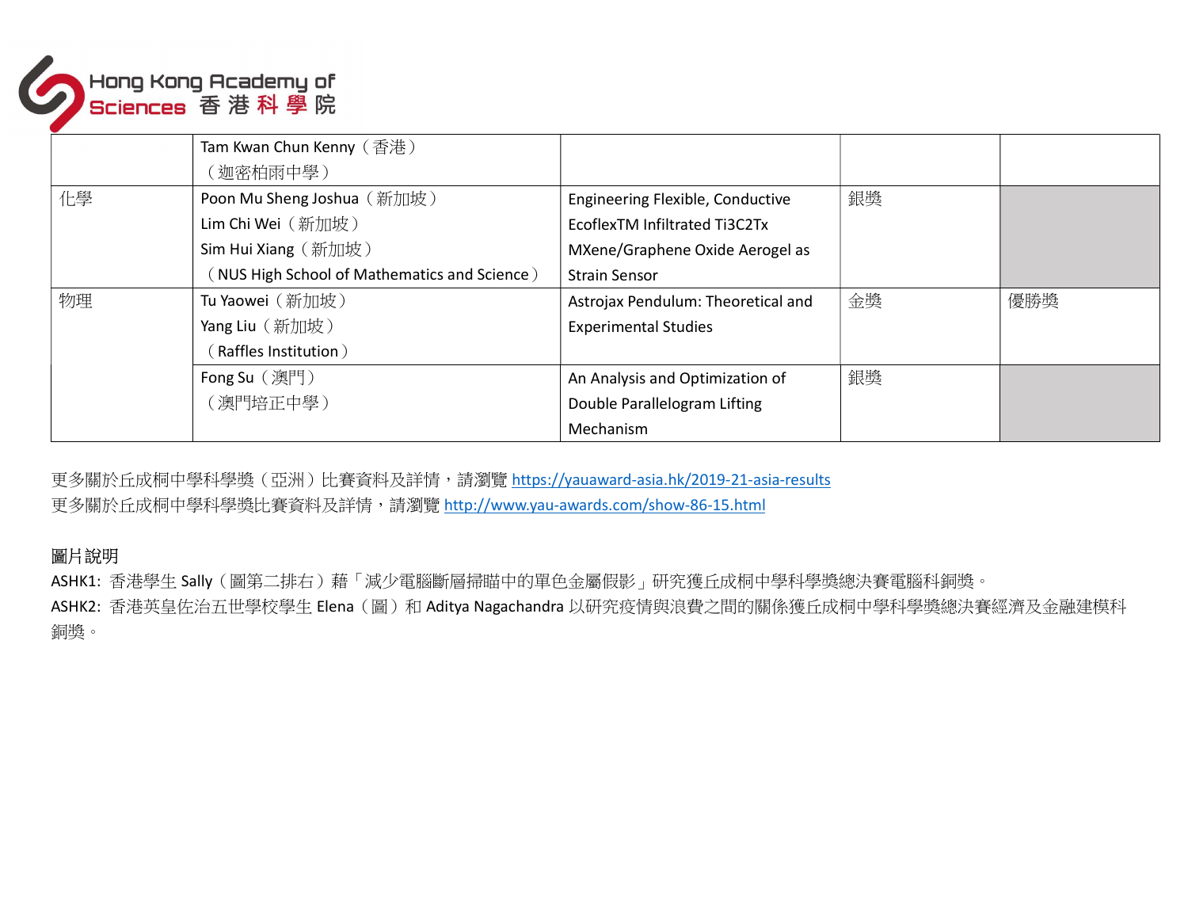| | | | | |
|---|---|---|---|---|
| | Tam Kwan Chun Kenny（香港）<br>（迦密柏雨中學） | | | |
| 化學 | Poon Mu Sheng Joshua（新加坡）<br>Lim Chi Wei（新加坡）<br>Sim Hui Xiang（新加坡）<br>（NUS High School of Mathematics and Science） | Engineering Flexible, Conductive EcoflexTM Infiltrated $Ti_3C_2T_x$ MXene/Graphene Oxide Aerogel as Strain Sensor | 銀獎 | |
| 物理 | Tu Yaowei（新加坡）<br>Yang Liu（新加坡）<br>（Raffles Institution） | Astrojax Pendulum: Theoretical and Experimental Studies | 金獎 | 優勝獎 |
| | Fong Su（澳門）<br>（澳門培正中學） | An Analysis and Optimization of Double Parallelogram Lifting Mechanism | 銀獎 | |

更多關於丘成桐中學科學獎（亞洲）比賽資料及詳情，請瀏覽 https://yauaward-asia.hk/2019-21-asia-results
更多關於丘成桐中學科學獎比賽資料及詳情，請瀏覽 http://www.yau-awards.com/show-86-15.html

圖片說明
ASHK1: 香港學生 Sally（圖第二排右）藉「減少電腦斷層掃瞄中的單色金屬假影」研究獲丘成桐中學科學獎總決賽電腦科銅獎。
ASHK2: 香港英皇佐治五世學校學生 Elena（圖）和 Aditya Nagachandra 以研究疫情與浪費之間的關係獲丘成桐中學科學獎總決賽經濟及金融建模科銅獎。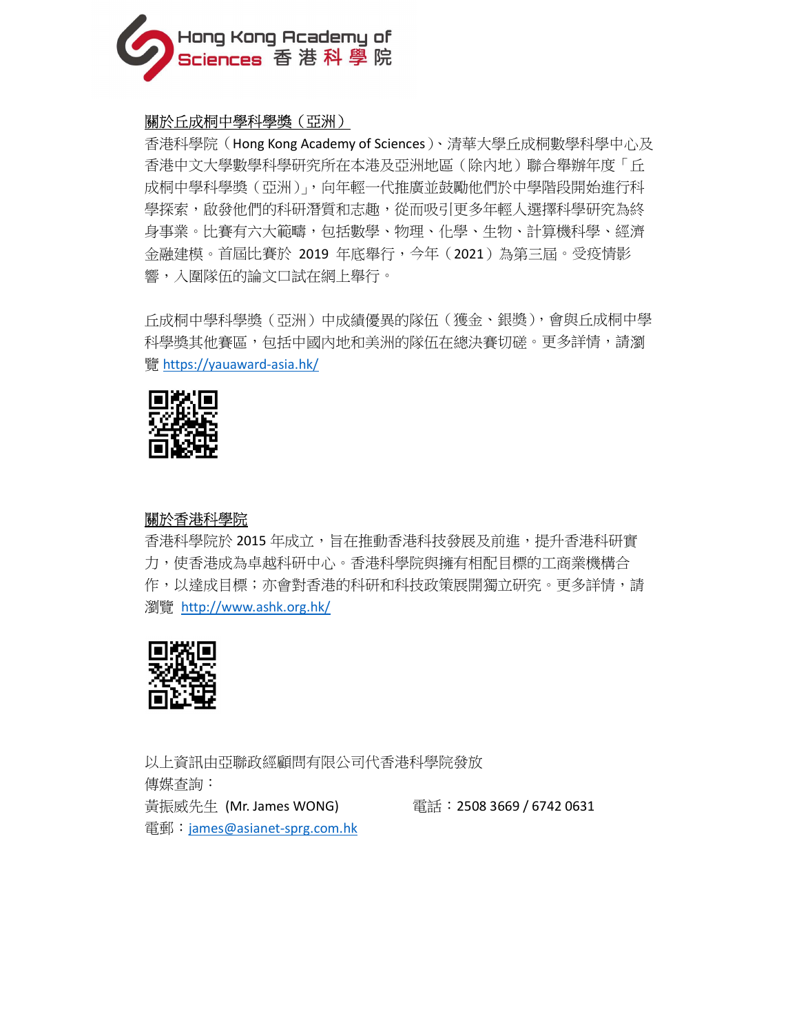**關於丘成桐中學科學獎（亞洲）**

香港科學院（Hong Kong Academy of Sciences）、清華大學丘成桐數學科學中心及香港中文大學數學科學研究所在本港及亞洲地區（除內地）聯合舉辦年度「丘成桐中學科學獎（亞洲）」，向年輕一代推廣並鼓勵他們於中學階段開始進行科學探索，啟發他們的科研潛質和志趣，從而吸引更多年輕人選擇科學研究為終身事業。比賽有六大範疇，包括數學、物理、化學、生物、計算機科學、經濟金融建模。首屆比賽於 2019 年底舉行，今年（2021）為第三屆。受疫情影響，入圍隊伍的論文口試在網上舉行。

丘成桐中學科學獎（亞洲）中成績優異的隊伍（獲金、銀獎），會與丘成桐中學科學獎其他賽區，包括中國內地和美洲的隊伍在總決賽切磋。更多詳情，請瀏覽 https://yauaward-asia.hk/

**關於香港科學院**

香港科學院於 2015 年成立，旨在推動香港科技發展及前進，提升香港科研實力，使香港成為卓越科研中心。香港科學院與擁有相配目標的工商業機構合作，以達成目標；亦會對香港的科研和科技政策展開獨立研究。更多詳情，請瀏覽 http://www.ashk.org.hk/

以上資訊由亞聯政經顧問有限公司代香港科學院發放

傳媒查詢：

黃振威先生 (Mr. James WONG)　　電話：2508 3669 / 6742 0631

電郵：james@asianet-sprg.com.hk